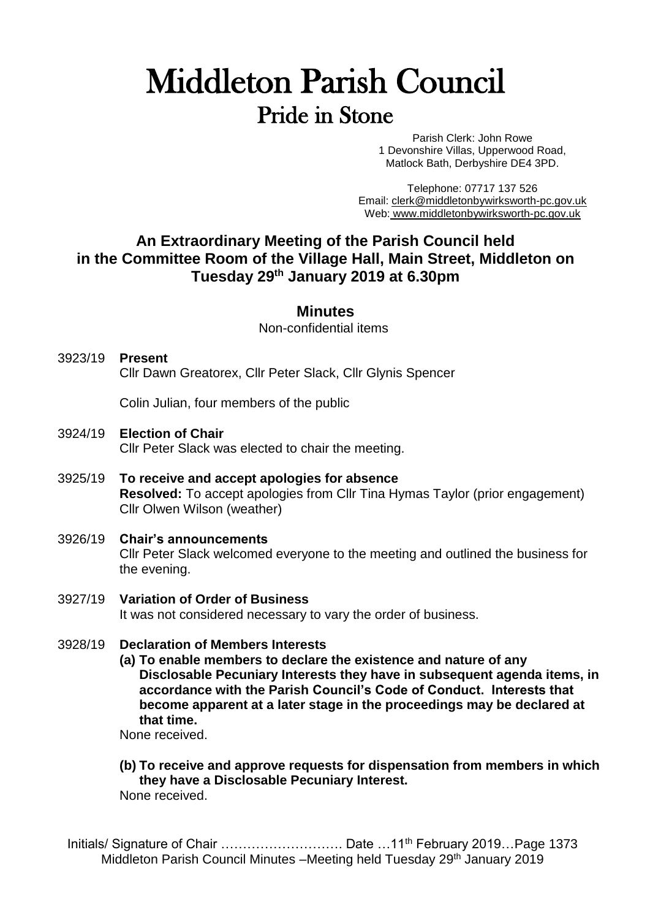# Middleton Parish Council

## Pride in Stone

Parish Clerk: John Rowe
1 Devonshire Villas, Upperwood Road,
Matlock Bath, Derbyshire DE4 3PD.

Telephone: 07717 137 526
Email: clerk@middletonbywirksworth-pc.gov.uk
Web: www.middletonbywirksworth-pc.gov.uk

## An Extraordinary Meeting of the Parish Council held in the Committee Room of the Village Hall, Main Street, Middleton on Tuesday 29th January 2019 at 6.30pm

### Minutes

Non-confidential items

**3923/19 Present**

Cllr Dawn Greatorex, Cllr Peter Slack, Cllr Glynis Spencer

Colin Julian, four members of the public

**3924/19 Election of Chair**

Cllr Peter Slack was elected to chair the meeting.

**3925/19 To receive and accept apologies for absence**

**Resolved:** To accept apologies from Cllr Tina Hymas Taylor (prior engagement) Cllr Olwen Wilson (weather)

**3926/19 Chair's announcements**

Cllr Peter Slack welcomed everyone to the meeting and outlined the business for the evening.

**3927/19 Variation of Order of Business**

It was not considered necessary to vary the order of business.

**3928/19 Declaration of Members Interests**

**(a) To enable members to declare the existence and nature of any Disclosable Pecuniary Interests they have in subsequent agenda items, in accordance with the Parish Council's Code of Conduct. Interests that become apparent at a later stage in the proceedings may be declared at that time.**

None received.

**(b) To receive and approve requests for dispensation from members in which they have a Disclosable Pecuniary Interest.**

None received.

Initials/ Signature of Chair ………………………. Date …11th February 2019…Page 1373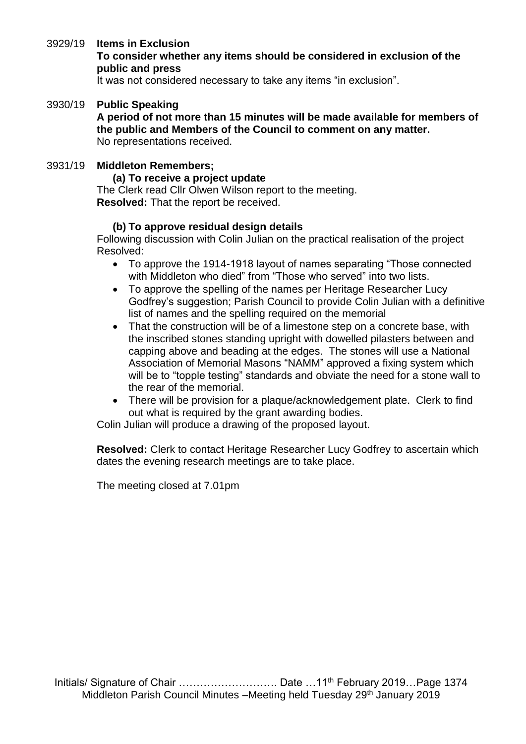3929/19 **Items in Exclusion**

**To consider whether any items should be considered in exclusion of the public and press**

It was not considered necessary to take any items "in exclusion".

3930/19 **Public Speaking**

**A period of not more than 15 minutes will be made available for members of the public and Members of the Council to comment on any matter.**

No representations received.

3931/19 **Middleton Remembers;**

**(a) To receive a project update**

The Clerk read Cllr Olwen Wilson report to the meeting.

**Resolved:** That the report be received.

**(b) To approve residual design details**

Following discussion with Colin Julian on the practical realisation of the project Resolved:

- To approve the 1914-1918 layout of names separating "Those connected with Middleton who died" from "Those who served" into two lists.
- To approve the spelling of the names per Heritage Researcher Lucy Godfrey's suggestion; Parish Council to provide Colin Julian with a definitive list of names and the spelling required on the memorial
- That the construction will be of a limestone step on a concrete base, with the inscribed stones standing upright with dowelled pilasters between and capping above and beading at the edges. The stones will use a National Association of Memorial Masons "NAMM" approved a fixing system which will be to "topple testing" standards and obviate the need for a stone wall to the rear of the memorial.
- There will be provision for a plaque/acknowledgement plate. Clerk to find out what is required by the grant awarding bodies.

Colin Julian will produce a drawing of the proposed layout.

**Resolved:** Clerk to contact Heritage Researcher Lucy Godfrey to ascertain which dates the evening research meetings are to take place.

The meeting closed at 7.01pm

Initials/ Signature of Chair ………………………. Date …11th February 2019